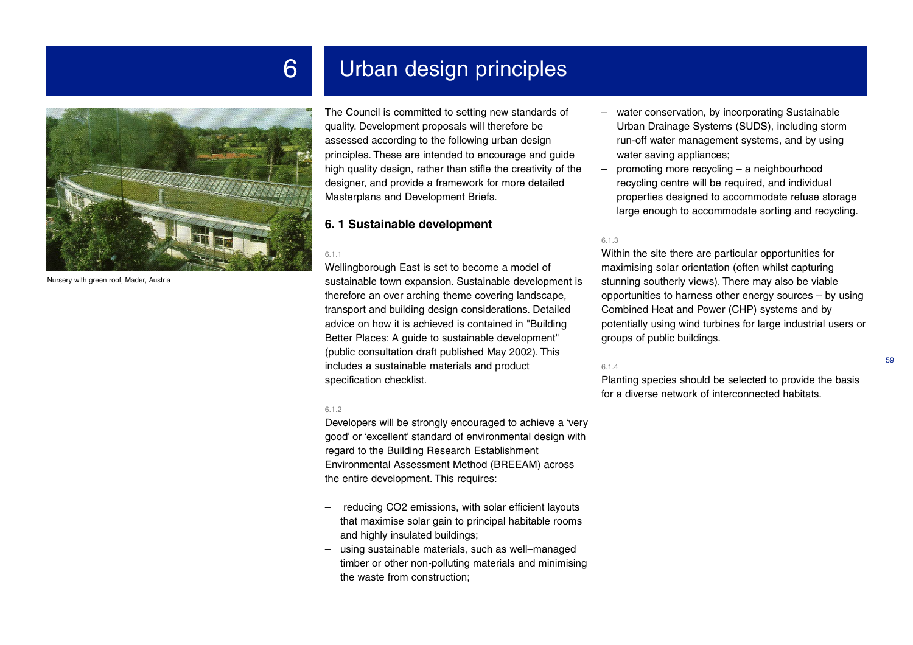# 6 Urban design principles

Nursery with green roof, Mader, Austria

The Council is committed to setting new standards of quality. Development proposals will therefore be assessed according to the following urban design principles. These are intended to encourage and guide high quality design, rather than stifle the creativity of the designer, and provide a framework for more detailed Masterplans and Development Briefs.

## 6. 1 Sustainable development

6.1.1

Wellingborough East is set to become a model of sustainable town expansion. Sustainable development is therefore an over arching theme covering landscape, transport and building design considerations. Detailed advice on how it is achieved is contained in "Building Better Places: A guide to sustainable development" (public consultation draft published May 2002). This includes a sustainable materials and product specification checklist.

6.1.2

Developers will be strongly encouraged to achieve a 'very good' or 'excellent' standard of environmental design with regard to the Building Research Establishment Environmental Assessment Method (BREEAM) across the entire development. This requires:

- reducing $CO_2$ emissions, with solar efficient layouts that maximise solar gain to principal habitable rooms and highly insulated buildings;
- using sustainable materials, such as well–managed timber or other non-polluting materials and minimising the waste from construction;
- water conservation, by incorporating Sustainable Urban Drainage Systems (SUDS), including storm run-off water management systems, and by using water saving appliances;
- promoting more recycling – a neighbourhood recycling centre will be required, and individual properties designed to accommodate refuse storage large enough to accommodate sorting and recycling.

6.1.3

Within the site there are particular opportunities for maximising solar orientation (often whilst capturing stunning southerly views). There may also be viable opportunities to harness other energy sources – by using Combined Heat and Power (CHP) systems and by potentially using wind turbines for large industrial users or groups of public buildings.

6.1.4

Planting species should be selected to provide the basis for a diverse network of interconnected habitats.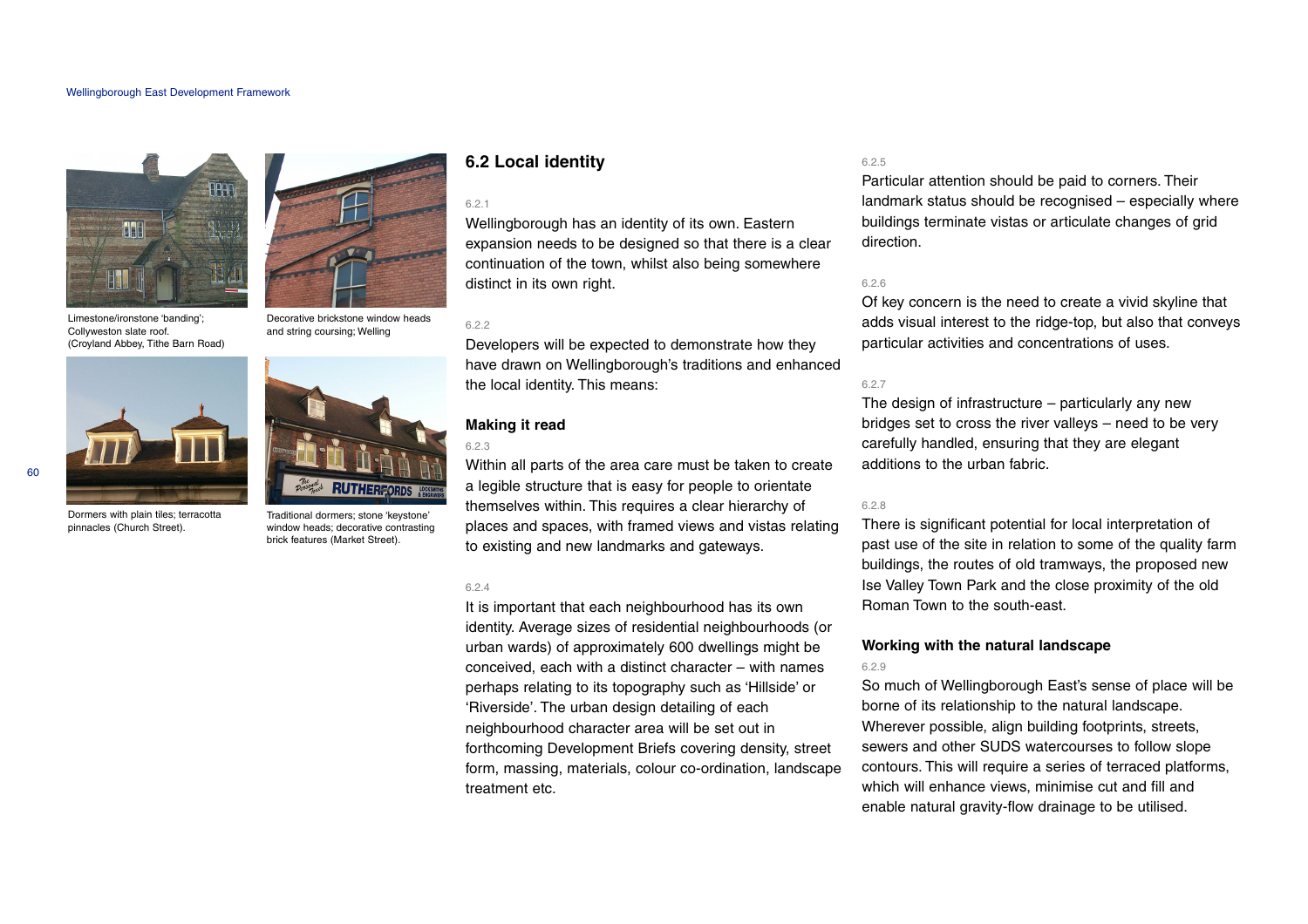Limestone/ironstone 'banding'; Collyweston slate roof. (Croyland Abbey, Tithe Barn Road)

Decorative brickstone window heads and string coursing; Welling

Dormers with plain tiles; terracotta pinnacles (Church Street).

Traditional dormers; stone 'keystone' window heads; decorative contrasting brick features (Market Street).

## 6.2 Local identity

6.2.1

Wellingborough has an identity of its own. Eastern expansion needs to be designed so that there is a clear continuation of the town, whilst also being somewhere distinct in its own right.

6.2.2

Developers will be expected to demonstrate how they have drawn on Wellingborough's traditions and enhanced the local identity. This means:

### Making it read

6.2.3

Within all parts of the area care must be taken to create a legible structure that is easy for people to orientate themselves within. This requires a clear hierarchy of places and spaces, with framed views and vistas relating to existing and new landmarks and gateways.

6.2.4

It is important that each neighbourhood has its own identity. Average sizes of residential neighbourhoods (or urban wards) of approximately 600 dwellings might be conceived, each with a distinct character – with names perhaps relating to its topography such as 'Hillside' or 'Riverside'. The urban design detailing of each neighbourhood character area will be set out in forthcoming Development Briefs covering density, street form, massing, materials, colour co-ordination, landscape treatment etc.

6.2.5

Particular attention should be paid to corners. Their landmark status should be recognised – especially where buildings terminate vistas or articulate changes of grid direction.

6.2.6

Of key concern is the need to create a vivid skyline that adds visual interest to the ridge-top, but also that conveys particular activities and concentrations of uses.

6.2.7

The design of infrastructure – particularly any new bridges set to cross the river valleys – need to be very carefully handled, ensuring that they are elegant additions to the urban fabric.

6.2.8

There is significant potential for local interpretation of past use of the site in relation to some of the quality farm buildings, the routes of old tramways, the proposed new Ise Valley Town Park and the close proximity of the old Roman Town to the south-east.

### Working with the natural landscape

6.2.9

So much of Wellingborough East's sense of place will be borne of its relationship to the natural landscape. Wherever possible, align building footprints, streets, sewers and other SUDS watercourses to follow slope contours. This will require a series of terraced platforms, which will enhance views, minimise cut and fill and enable natural gravity-flow drainage to be utilised.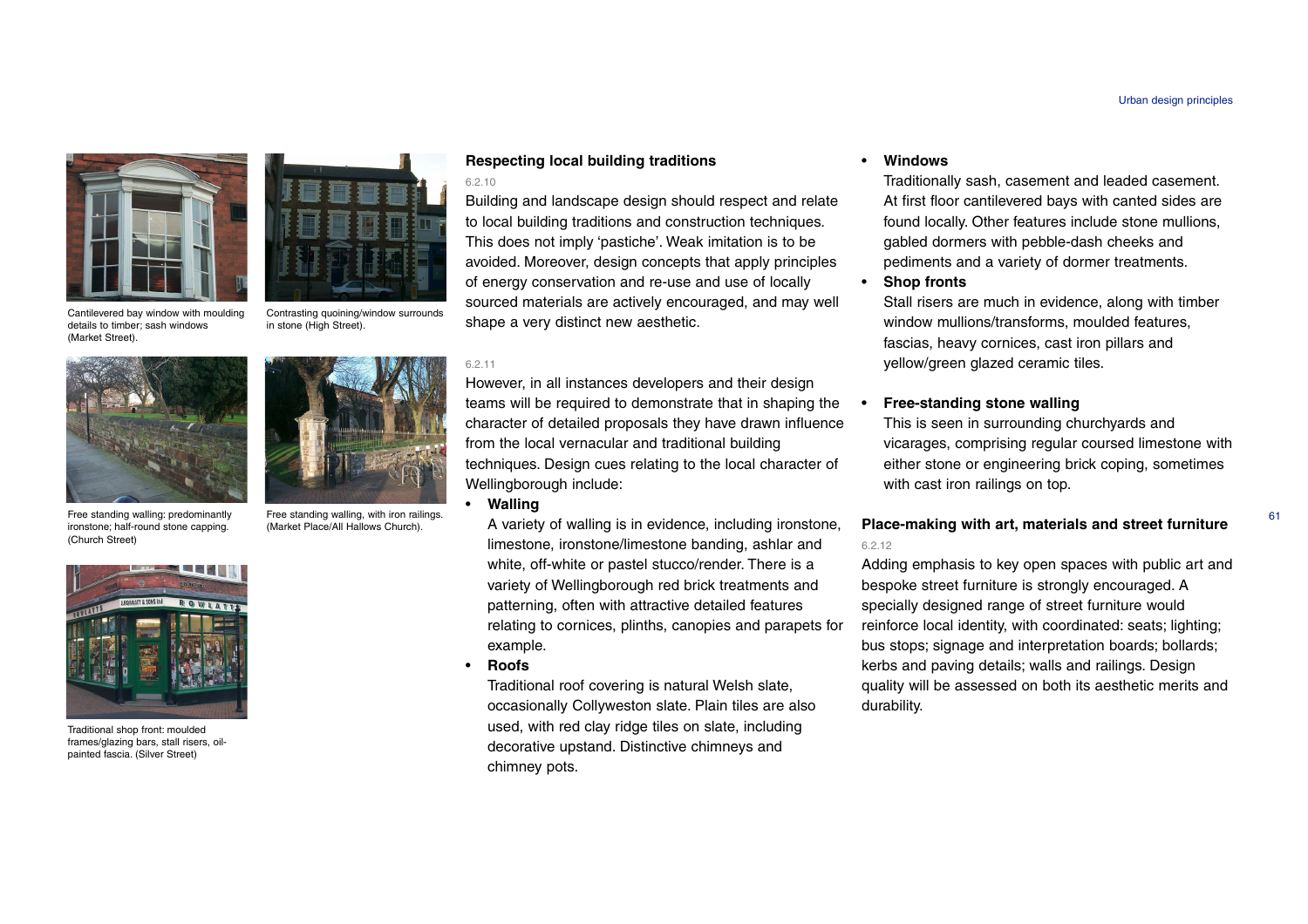Cantilevered bay window with moulding details to timber; sash windows (Market Street).

Contrasting quoining/window surrounds in stone (High Street).

Free standing walling: predominantly ironstone; half-round stone capping. (Church Street)

Free standing walling, with iron railings. (Market Place/All Hallows Church).

Traditional shop front: moulded frames/glazing bars, stall risers, oil-painted fascia. (Silver Street)

### Respecting local building traditions

6.2.10

Building and landscape design should respect and relate to local building traditions and construction techniques. This does not imply 'pastiche'. Weak imitation is to be avoided. Moreover, design concepts that apply principles of energy conservation and re-use and use of locally sourced materials are actively encouraged, and may well shape a very distinct new aesthetic.

6.2.11

However, in all instances developers and their design teams will be required to demonstrate that in shaping the character of detailed proposals they have drawn influence from the local vernacular and traditional building techniques. Design cues relating to the local character of Wellingborough include:

- **Walling**
  A variety of walling is in evidence, including ironstone, limestone, ironstone/limestone banding, ashlar and white, off-white or pastel stucco/render. There is a variety of Wellingborough red brick treatments and patterning, often with attractive detailed features relating to cornices, plinths, canopies and parapets for example.
- **Roofs**
  Traditional roof covering is natural Welsh slate, occasionally Collyweston slate. Plain tiles are also used, with red clay ridge tiles on slate, including decorative upstand. Distinctive chimneys and chimney pots.
- **Windows**
  Traditionally sash, casement and leaded casement. At first floor cantilevered bays with canted sides are found locally. Other features include stone mullions, gabled dormers with pebble-dash cheeks and pediments and a variety of dormer treatments.
- **Shop fronts**
  Stall risers are much in evidence, along with timber window mullions/transforms, moulded features, fascias, heavy cornices, cast iron pillars and yellow/green glazed ceramic tiles.
- **Free-standing stone walling**
  This is seen in surrounding churchyards and vicarages, comprising regular coursed limestone with either stone or engineering brick coping, sometimes with cast iron railings on top.

### Place-making with art, materials and street furniture

6.2.12

Adding emphasis to key open spaces with public art and bespoke street furniture is strongly encouraged. A specially designed range of street furniture would reinforce local identity, with coordinated: seats; lighting; bus stops; signage and interpretation boards; bollards; kerbs and paving details; walls and railings. Design quality will be assessed on both its aesthetic merits and durability.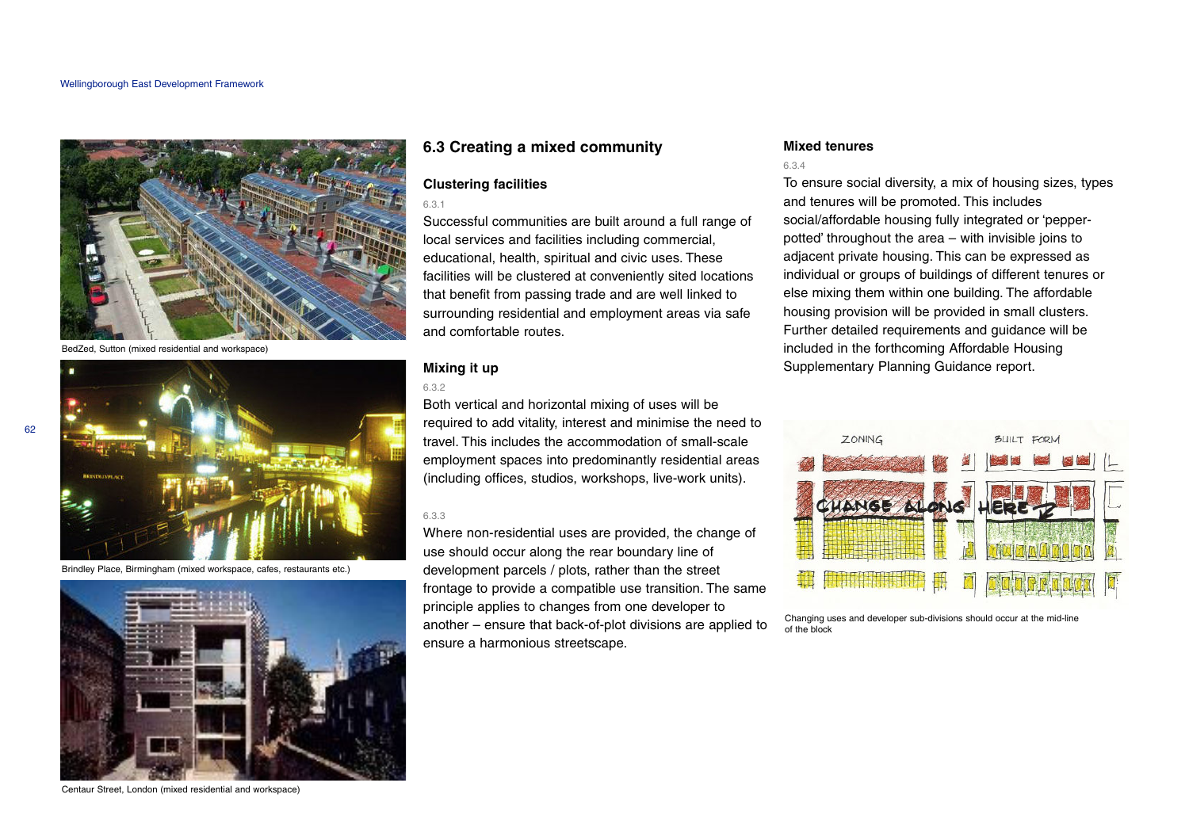BedZed, Sutton (mixed residential and workspace)

Brindley Place, Birmingham (mixed workspace, cafes, restaurants etc.)

Centaur Street, London (mixed residential and workspace)

## 6.3 Creating a mixed community

### Clustering facilities

6.3.1

Successful communities are built around a full range of local services and facilities including commercial, educational, health, spiritual and civic uses. These facilities will be clustered at conveniently sited locations that benefit from passing trade and are well linked to surrounding residential and employment areas via safe and comfortable routes.

### Mixing it up

6.3.2

Both vertical and horizontal mixing of uses will be required to add vitality, interest and minimise the need to travel. This includes the accommodation of small-scale employment spaces into predominantly residential areas (including offices, studios, workshops, live-work units).

6.3.3

Where non-residential uses are provided, the change of use should occur along the rear boundary line of development parcels / plots, rather than the street frontage to provide a compatible use transition. The same principle applies to changes from one developer to another – ensure that back-of-plot divisions are applied to ensure a harmonious streetscape.

### Mixed tenures

6.3.4

To ensure social diversity, a mix of housing sizes, types and tenures will be promoted. This includes social/affordable housing fully integrated or 'pepper-potted' throughout the area – with invisible joins to adjacent private housing. This can be expressed as individual or groups of buildings of different tenures or else mixing them within one building. The affordable housing provision will be provided in small clusters. Further detailed requirements and guidance will be included in the forthcoming Affordable Housing Supplementary Planning Guidance report.

Changing uses and developer sub-divisions should occur at the mid-line of the block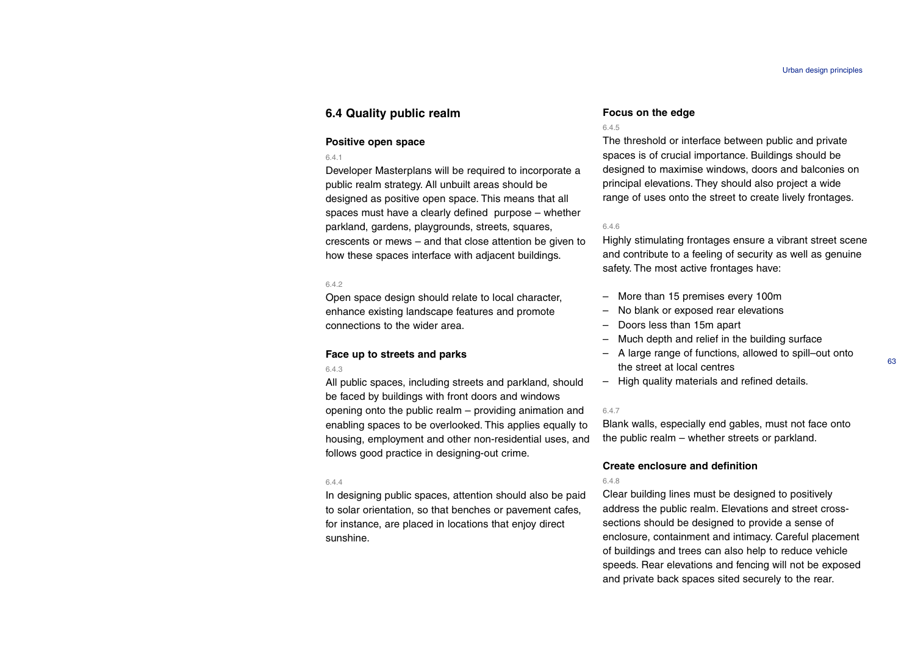## 6.4 Quality public realm

### Positive open space

6.4.1

Developer Masterplans will be required to incorporate a public realm strategy. All unbuilt areas should be designed as positive open space. This means that all spaces must have a clearly defined purpose – whether parkland, gardens, playgrounds, streets, squares, crescents or mews – and that close attention be given to how these spaces interface with adjacent buildings.

6.4.2

Open space design should relate to local character, enhance existing landscape features and promote connections to the wider area.

### Face up to streets and parks

6.4.3

All public spaces, including streets and parkland, should be faced by buildings with front doors and windows opening onto the public realm – providing animation and enabling spaces to be overlooked. This applies equally to housing, employment and other non-residential uses, and follows good practice in designing-out crime.

6.4.4

In designing public spaces, attention should also be paid to solar orientation, so that benches or pavement cafes, for instance, are placed in locations that enjoy direct sunshine.

### Focus on the edge

6.4.5

The threshold or interface between public and private spaces is of crucial importance. Buildings should be designed to maximise windows, doors and balconies on principal elevations. They should also project a wide range of uses onto the street to create lively frontages.

6.4.6

Highly stimulating frontages ensure a vibrant street scene and contribute to a feeling of security as well as genuine safety. The most active frontages have:

- More than 15 premises every 100m
- No blank or exposed rear elevations
- Doors less than 15m apart
- Much depth and relief in the building surface
- A large range of functions, allowed to spill–out onto the street at local centres
- High quality materials and refined details.

6.4.7

Blank walls, especially end gables, must not face onto the public realm – whether streets or parkland.

### Create enclosure and definition

6.4.8

Clear building lines must be designed to positively address the public realm. Elevations and street cross-sections should be designed to provide a sense of enclosure, containment and intimacy. Careful placement of buildings and trees can also help to reduce vehicle speeds. Rear elevations and fencing will not be exposed and private back spaces sited securely to the rear.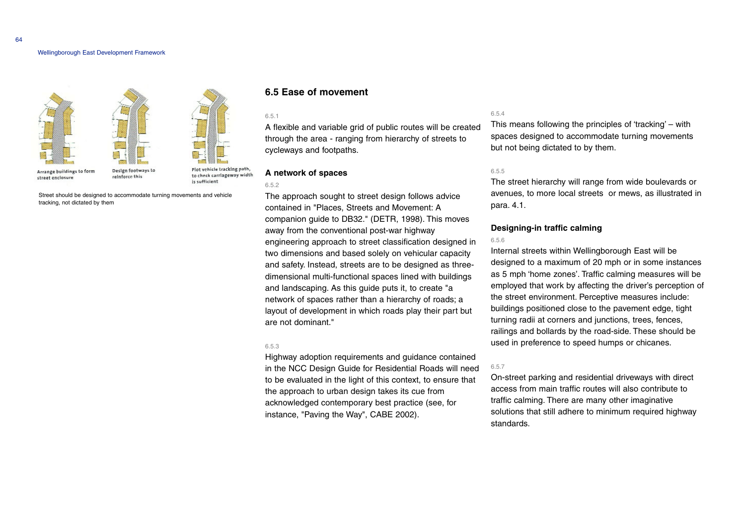Arrange buildings to form street enclosure

Design footways to reinforce this

Plot vehicle tracking path, to check carriageway width is sufficient

Street should be designed to accommodate turning movements and vehicle tracking, not dictated by them

## 6.5 Ease of movement

6.5.1

A flexible and variable grid of public routes will be created through the area - ranging from hierarchy of streets to cycleways and footpaths.

### A network of spaces

6.5.2

The approach sought to street design follows advice contained in "Places, Streets and Movement: A companion guide to DB32." (DETR, 1998). This moves away from the conventional post-war highway engineering approach to street classification designed in two dimensions and based solely on vehicular capacity and safety. Instead, streets are to be designed as three-dimensional multi-functional spaces lined with buildings and landscaping. As this guide puts it, to create "a network of spaces rather than a hierarchy of roads; a layout of development in which roads play their part but are not dominant."

6.5.3

Highway adoption requirements and guidance contained in the NCC Design Guide for Residential Roads will need to be evaluated in the light of this context, to ensure that the approach to urban design takes its cue from acknowledged contemporary best practice (see, for instance, "Paving the Way", CABE 2002).

6.5.4

This means following the principles of 'tracking' – with spaces designed to accommodate turning movements but not being dictated to by them.

6.5.5

The street hierarchy will range from wide boulevards or avenues, to more local streets or mews, as illustrated in para. 4.1.

### Designing-in traffic calming

6.5.6

Internal streets within Wellingborough East will be designed to a maximum of 20 mph or in some instances as 5 mph 'home zones'. Traffic calming measures will be employed that work by affecting the driver's perception of the street environment. Perceptive measures include: buildings positioned close to the pavement edge, tight turning radii at corners and junctions, trees, fences, railings and bollards by the road-side. These should be used in preference to speed humps or chicanes.

6.5.7

On-street parking and residential driveways with direct access from main traffic routes will also contribute to traffic calming. There are many other imaginative solutions that still adhere to minimum required highway standards.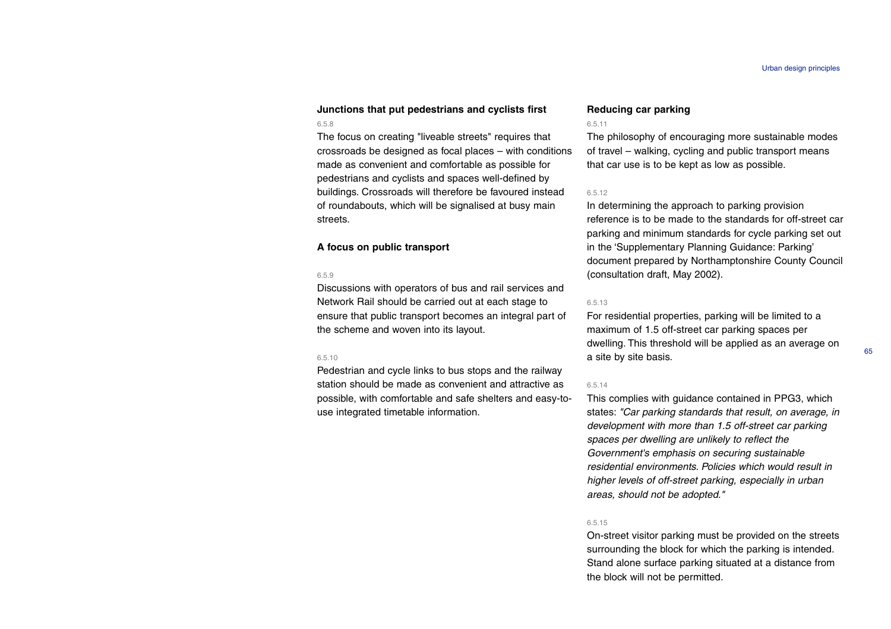### Junctions that put pedestrians and cyclists first

6.5.8

The focus on creating "liveable streets" requires that crossroads be designed as focal places – with conditions made as convenient and comfortable as possible for pedestrians and cyclists and spaces well-defined by buildings. Crossroads will therefore be favoured instead of roundabouts, which will be signalised at busy main streets.

### A focus on public transport

6.5.9

Discussions with operators of bus and rail services and Network Rail should be carried out at each stage to ensure that public transport becomes an integral part of the scheme and woven into its layout.

6.5.10

Pedestrian and cycle links to bus stops and the railway station should be made as convenient and attractive as possible, with comfortable and safe shelters and easy-to-use integrated timetable information.

### Reducing car parking

6.5.11

The philosophy of encouraging more sustainable modes of travel – walking, cycling and public transport means that car use is to be kept as low as possible.

6.5.12

In determining the approach to parking provision reference is to be made to the standards for off-street car parking and minimum standards for cycle parking set out in the 'Supplementary Planning Guidance: Parking' document prepared by Northamptonshire County Council (consultation draft, May 2002).

6.5.13

For residential properties, parking will be limited to a maximum of 1.5 off-street car parking spaces per dwelling. This threshold will be applied as an average on a site by site basis.

6.5.14

This complies with guidance contained in PPG3, which states: *"Car parking standards that result, on average, in development with more than 1.5 off-street car parking spaces per dwelling are unlikely to reflect the Government's emphasis on securing sustainable residential environments. Policies which would result in higher levels of off-street parking, especially in urban areas, should not be adopted."*

6.5.15

On-street visitor parking must be provided on the streets surrounding the block for which the parking is intended. Stand alone surface parking situated at a distance from the block will not be permitted.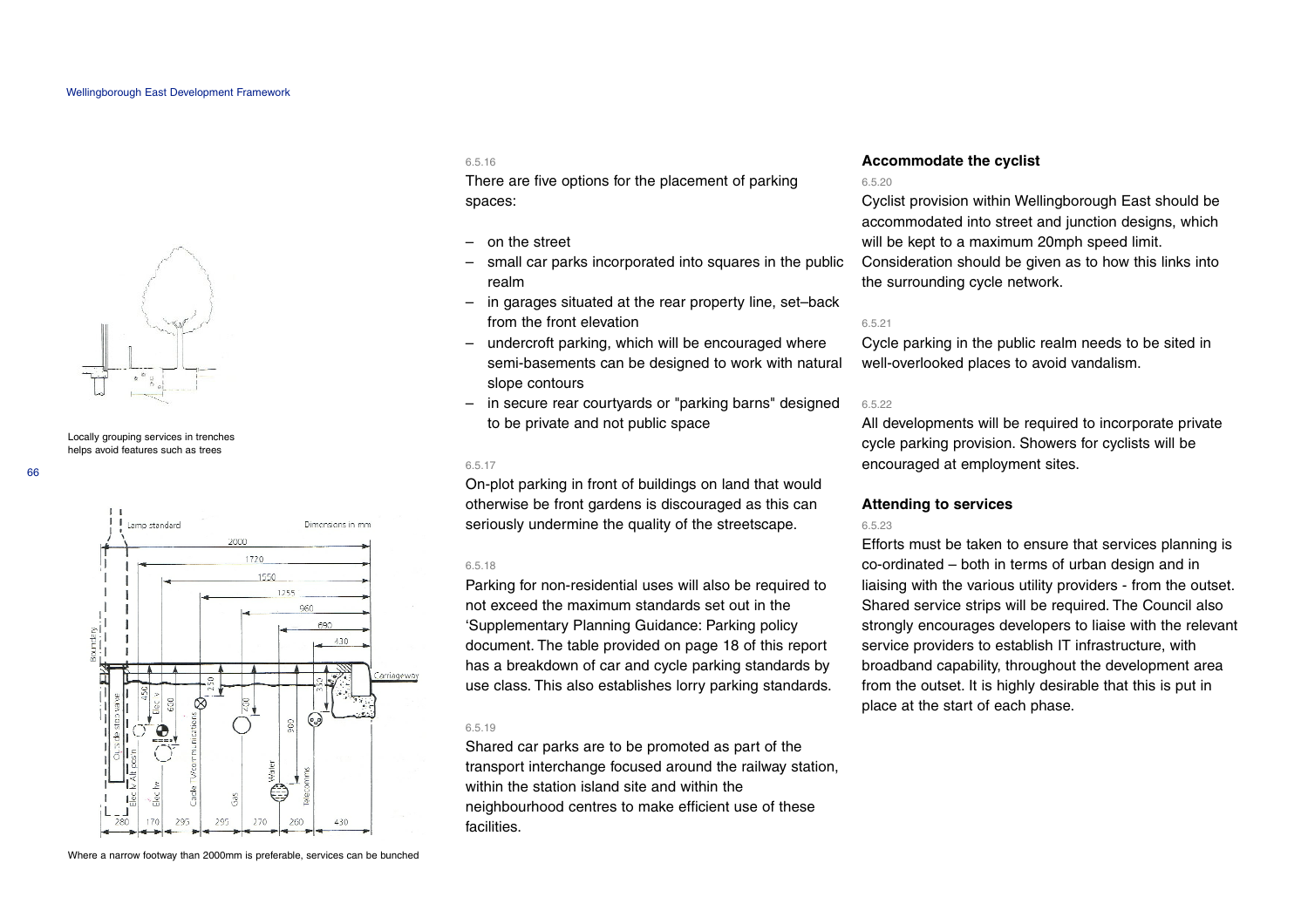Locally grouping services in trenches helps avoid features such as trees

Where a narrow footway than 2000mm is preferable, services can be bunched

6.5.16

There are five options for the placement of parking spaces:

- on the street
- small car parks incorporated into squares in the public realm
- in garages situated at the rear property line, set–back from the front elevation
- undercroft parking, which will be encouraged where semi-basements can be designed to work with natural slope contours
- in secure rear courtyards or "parking barns" designed to be private and not public space

6.5.17

On-plot parking in front of buildings on land that would otherwise be front gardens is discouraged as this can seriously undermine the quality of the streetscape.

6.5.18

Parking for non-residential uses will also be required to not exceed the maximum standards set out in the 'Supplementary Planning Guidance: Parking policy document. The table provided on page 18 of this report has a breakdown of car and cycle parking standards by use class. This also establishes lorry parking standards.

6.5.19

Shared car parks are to be promoted as part of the transport interchange focused around the railway station, within the station island site and within the neighbourhood centres to make efficient use of these facilities.

## Accommodate the cyclist

6.5.20

Cyclist provision within Wellingborough East should be accommodated into street and junction designs, which will be kept to a maximum 20mph speed limit. Consideration should be given as to how this links into the surrounding cycle network.

6.5.21

Cycle parking in the public realm needs to be sited in well-overlooked places to avoid vandalism.

6.5.22

All developments will be required to incorporate private cycle parking provision. Showers for cyclists will be encouraged at employment sites.

## Attending to services

6.5.23

Efforts must be taken to ensure that services planning is co-ordinated – both in terms of urban design and in liaising with the various utility providers - from the outset. Shared service strips will be required. The Council also strongly encourages developers to liaise with the relevant service providers to establish IT infrastructure, with broadband capability, throughout the development area from the outset. It is highly desirable that this is put in place at the start of each phase.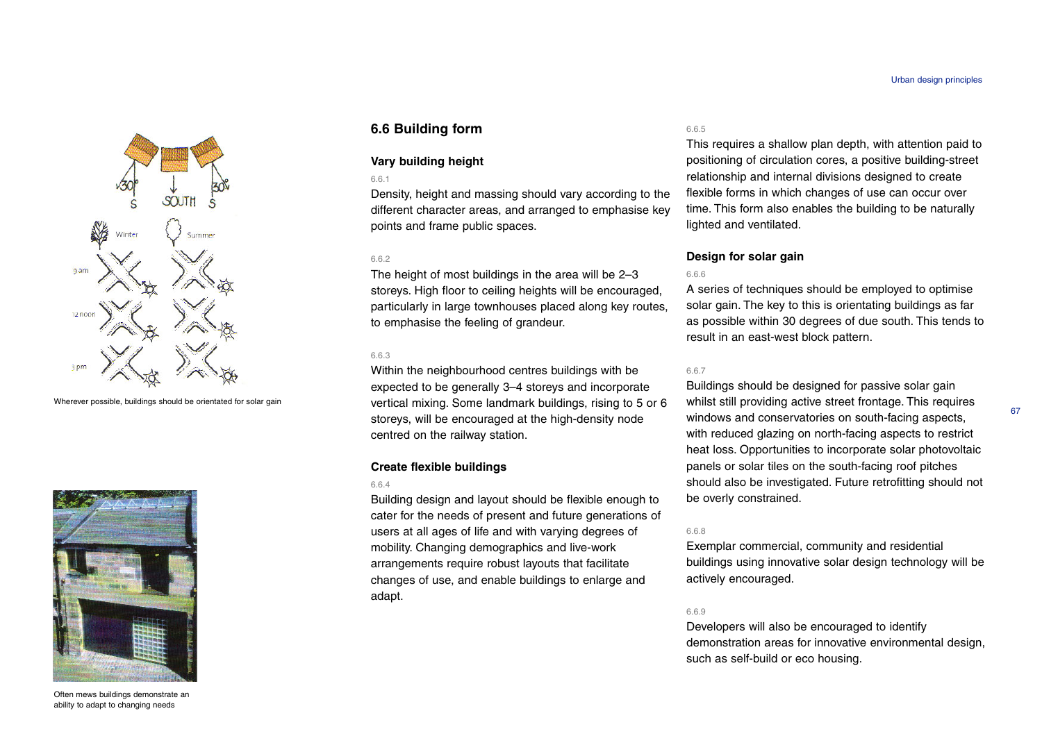Wherever possible, buildings should be orientated for solar gain

Often mews buildings demonstrate an ability to adapt to changing needs

## 6.6 Building form

### Vary building height

6.6.1

Density, height and massing should vary according to the different character areas, and arranged to emphasise key points and frame public spaces.

6.6.2

The height of most buildings in the area will be 2–3 storeys. High floor to ceiling heights will be encouraged, particularly in large townhouses placed along key routes, to emphasise the feeling of grandeur.

6.6.3

Within the neighbourhood centres buildings with be expected to be generally 3–4 storeys and incorporate vertical mixing. Some landmark buildings, rising to 5 or 6 storeys, will be encouraged at the high-density node centred on the railway station.

### Create flexible buildings

6.6.4

Building design and layout should be flexible enough to cater for the needs of present and future generations of users at all ages of life and with varying degrees of mobility. Changing demographics and live-work arrangements require robust layouts that facilitate changes of use, and enable buildings to enlarge and adapt.

6.6.5

This requires a shallow plan depth, with attention paid to positioning of circulation cores, a positive building-street relationship and internal divisions designed to create flexible forms in which changes of use can occur over time. This form also enables the building to be naturally lighted and ventilated.

### Design for solar gain

6.6.6

A series of techniques should be employed to optimise solar gain. The key to this is orientating buildings as far as possible within 30 degrees of due south. This tends to result in an east-west block pattern.

6.6.7

Buildings should be designed for passive solar gain whilst still providing active street frontage. This requires windows and conservatories on south-facing aspects, with reduced glazing on north-facing aspects to restrict heat loss. Opportunities to incorporate solar photovoltaic panels or solar tiles on the south-facing roof pitches should also be investigated. Future retrofitting should not be overly constrained.

6.6.8

Exemplar commercial, community and residential buildings using innovative solar design technology will be actively encouraged.

6.6.9

Developers will also be encouraged to identify demonstration areas for innovative environmental design, such as self-build or eco housing.